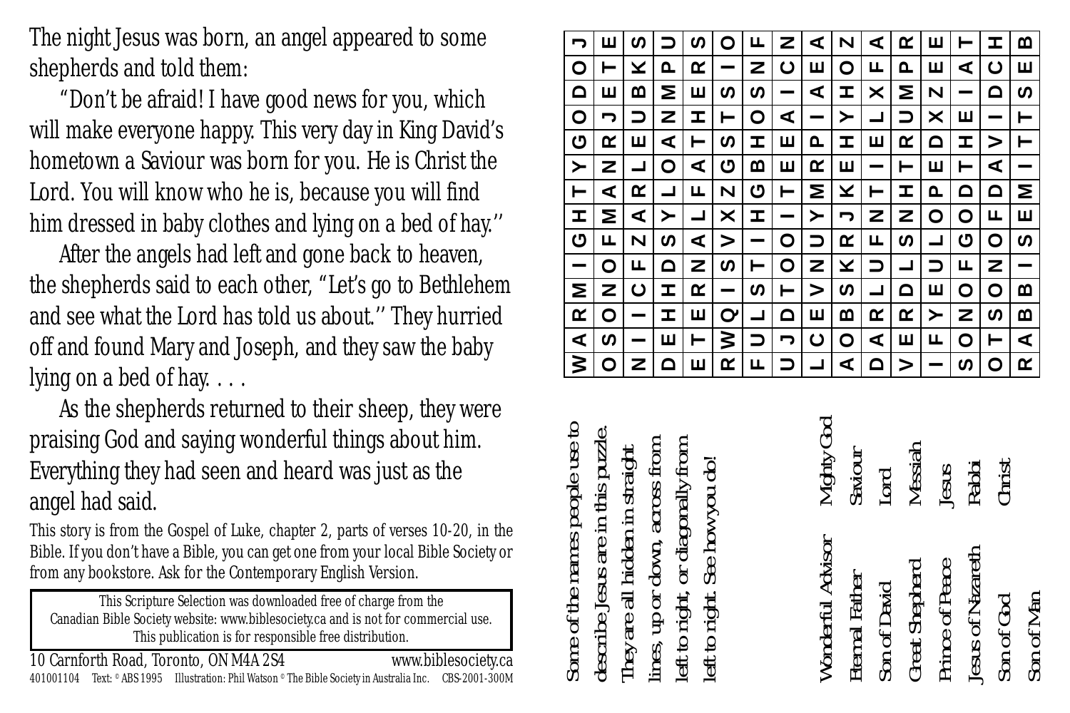The night Jesus was born, an angel appeared to some shepherds and told them:

"Don't be afraid! I have good news for you, which will make everyone happy. This very day in King David's hometown a Saviour was born for you. He is Christ the Lord. You will know who he is, because you will find him dressed in baby clothes and lying on a bed of hay."

After the angels had left and gone back to heaven, the shepherds said to each other, "Let's go to Bethlehem and see what the Lord has told us about." They hurried off and found Mary and Joseph, and they saw the baby lying on a bed of hay. . . .

As the shepherds returned to their sheep, they were praising God and saying wonderful things about him. Everything they had seen and heard was just as the angel had said.

This story is from the Gospel of Luke, chapter 2, parts of verses 10-20, in the Bible. If you don't have a Bible, you can get one from your local Bible Society or from any bookstore. Ask for the Contemporary English Version.

This Scripture Selection was downloaded free of charge from the Canadian Bible Society website: www.biblesociety.ca and is not for commercial use. This publication is for responsible free distribution.

10 Carnforth Road, Toronto, ON M4A 2S4 www.biblesociety.ca

401001104 Text: © ABS 1995 Illustration: Phil Watson © The Bible Society in Australia Inc. CBS-2001-300M

```
W A R M I G H T Y G O D O J
O S O N O F M A N R J E T E
N I I C F Z A R L E U B K S
D E H H D S Y L O A N M P U
E T E R N A L F A T H E R S
R W Q I S V X Z G S T S I O
F U L S T I H G B H O S N F
U J D T O O I T E E A I C N
L C E V N U Y M R P I A E A
A O B S K R J K E H Y H O Z
D A R L U F N T I E L X F A
V E R D L S N H T R U M P R
I F Y E U L O P E D X Z E E
S O N O F G O D T H E I A T
O T S S N O F D A V I D C H
R A B B I S E M I T T S E B
```

Some of the names people use to describe Jesus are in this puzzle. They are all hidden in straight lines, up or down, across from left to right, or diagonally from left to right. See how you do!

- Wonderful Advisor
- Eternal Father
- Son of David
- Great Shepherd
- Prince of Peace
- Jesus of Nazareth
- Son of God
- Son of Man
- Mighty God
- Saviour
- Lord
- Messiah
- Jesus
- Rabbi
- Christ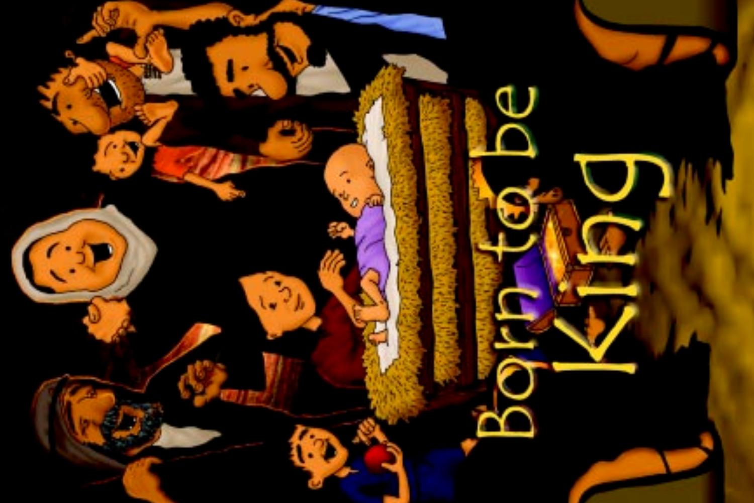# Born to be King